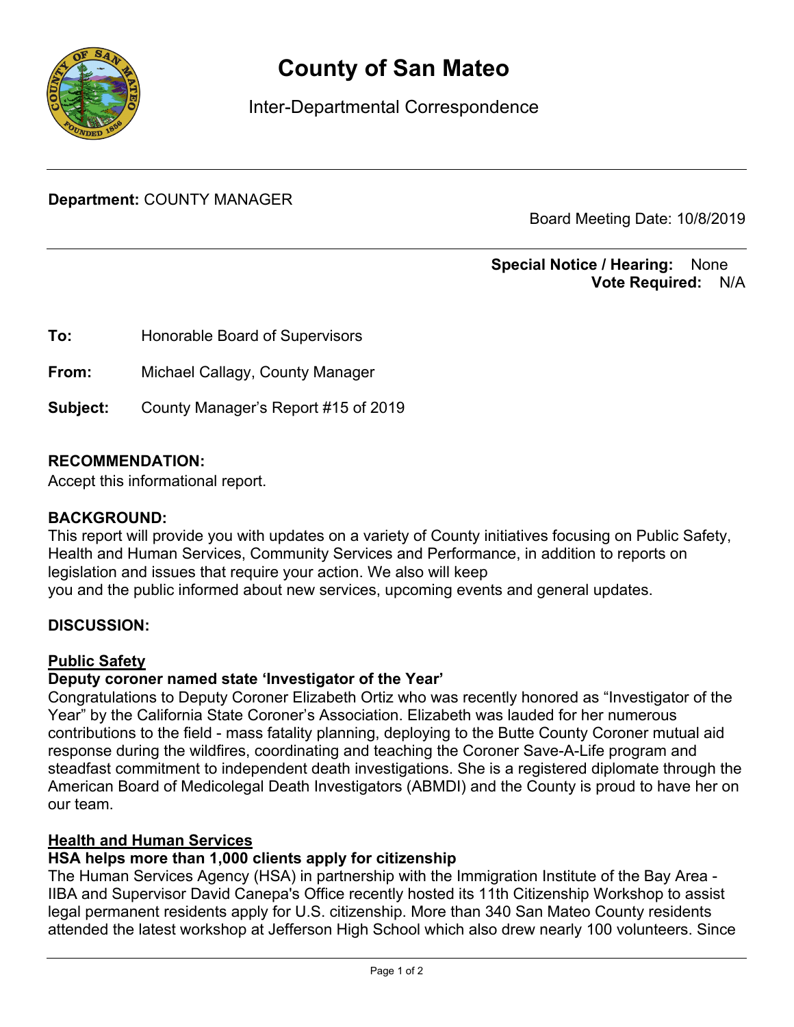# County of San Mateo

Inter-Departmental Correspondence

---

**Department:** COUNTY MANAGER

Board Meeting Date: 10/8/2019

---

**Special Notice / Hearing:** None
**Vote Required:** N/A

**To:** Honorable Board of Supervisors

**From:** Michael Callagy, County Manager

**Subject:** County Manager's Report #15 of 2019

**RECOMMENDATION:**
Accept this informational report.

**BACKGROUND:**
This report will provide you with updates on a variety of County initiatives focusing on Public Safety, Health and Human Services, Community Services and Performance, in addition to reports on legislation and issues that require your action. We also will keep
you and the public informed about new services, upcoming events and general updates.

**DISCUSSION:**

**Public Safety**

**Deputy coroner named state 'Investigator of the Year'**

Congratulations to Deputy Coroner Elizabeth Ortiz who was recently honored as "Investigator of the Year" by the California State Coroner's Association. Elizabeth was lauded for her numerous contributions to the field - mass fatality planning, deploying to the Butte County Coroner mutual aid response during the wildfires, coordinating and teaching the Coroner Save-A-Life program and steadfast commitment to independent death investigations. She is a registered diplomate through the American Board of Medicolegal Death Investigators (ABMDI) and the County is proud to have her on our team.

**Health and Human Services**

**HSA helps more than 1,000 clients apply for citizenship**

The Human Services Agency (HSA) in partnership with the Immigration Institute of the Bay Area - IIBA and Supervisor David Canepa's Office recently hosted its 11th Citizenship Workshop to assist legal permanent residents apply for U.S. citizenship. More than 340 San Mateo County residents attended the latest workshop at Jefferson High School which also drew nearly 100 volunteers. Since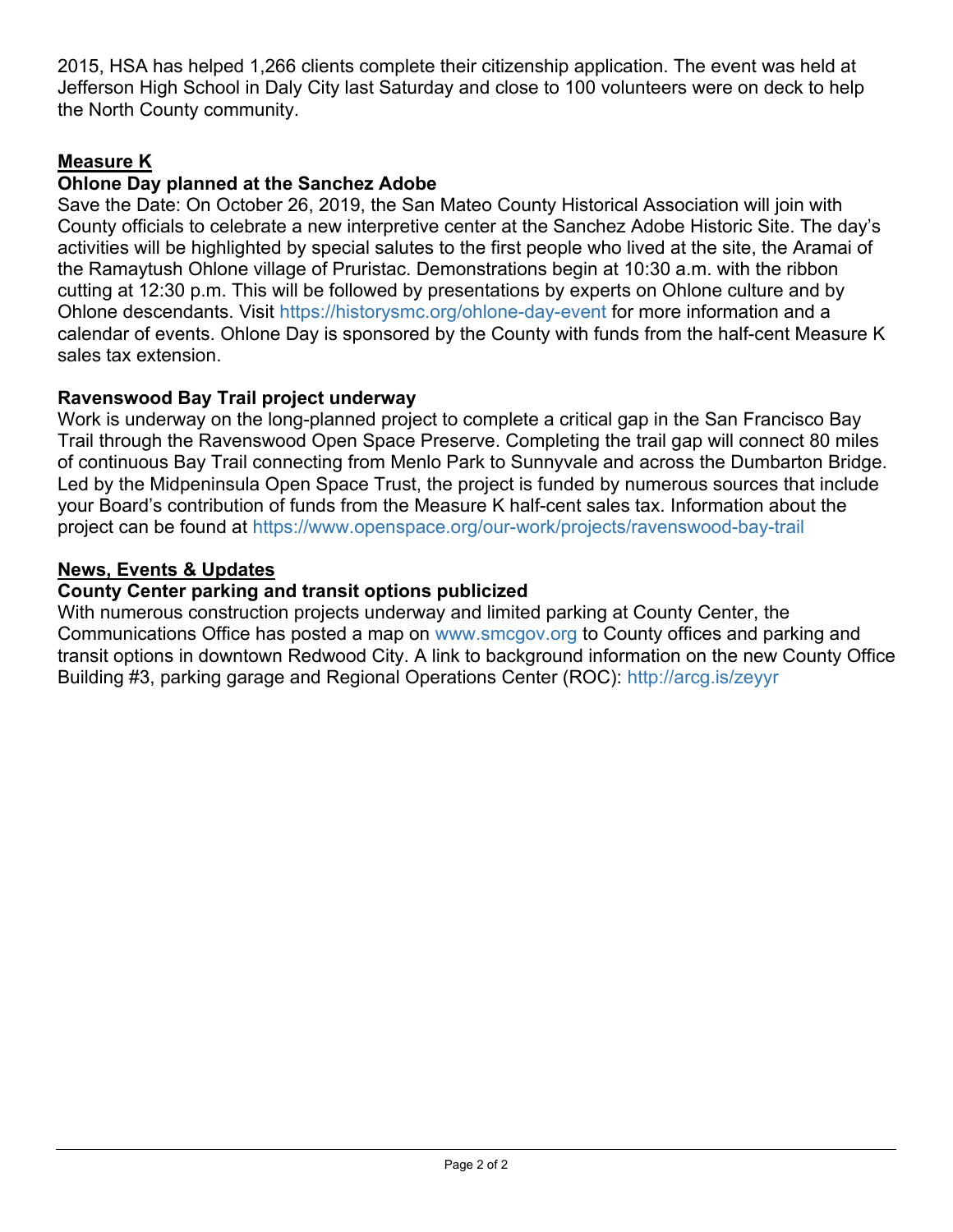2015, HSA has helped 1,266 clients complete their citizenship application. The event was held at Jefferson High School in Daly City last Saturday and close to 100 volunteers were on deck to help the North County community.

## Measure K

### Ohlone Day planned at the Sanchez Adobe

Save the Date: On October 26, 2019, the San Mateo County Historical Association will join with County officials to celebrate a new interpretive center at the Sanchez Adobe Historic Site. The day's activities will be highlighted by special salutes to the first people who lived at the site, the Aramai of the Ramaytush Ohlone village of Pruristac. Demonstrations begin at 10:30 a.m. with the ribbon cutting at 12:30 p.m. This will be followed by presentations by experts on Ohlone culture and by Ohlone descendants. Visit https://historysmc.org/ohlone-day-event for more information and a calendar of events. Ohlone Day is sponsored by the County with funds from the half-cent Measure K sales tax extension.

### Ravenswood Bay Trail project underway

Work is underway on the long-planned project to complete a critical gap in the San Francisco Bay Trail through the Ravenswood Open Space Preserve. Completing the trail gap will connect 80 miles of continuous Bay Trail connecting from Menlo Park to Sunnyvale and across the Dumbarton Bridge. Led by the Midpeninsula Open Space Trust, the project is funded by numerous sources that include your Board's contribution of funds from the Measure K half-cent sales tax. Information about the project can be found at https://www.openspace.org/our-work/projects/ravenswood-bay-trail

## News, Events & Updates

### County Center parking and transit options publicized

With numerous construction projects underway and limited parking at County Center, the Communications Office has posted a map on www.smcgov.org to County offices and parking and transit options in downtown Redwood City. A link to background information on the new County Office Building #3, parking garage and Regional Operations Center (ROC): http://arcg.is/zeyyr